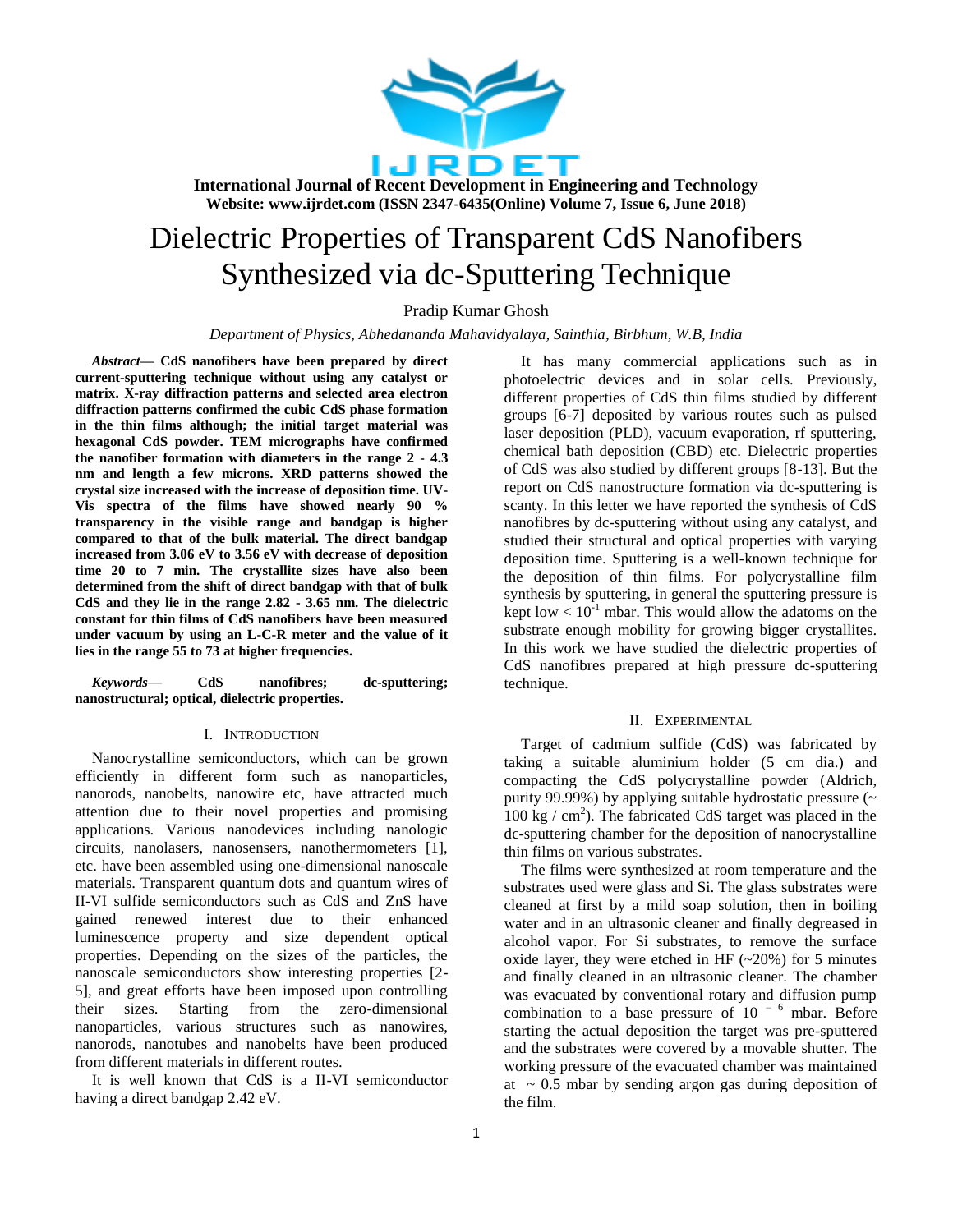# Dielectric Properties of Transparent CdS Nanofibers Synthesized via dc-Sputtering Technique

Pradip Kumar Ghosh

*Department of Physics, Abhedananda Mahavidyalaya, Sainthia, Birbhum, W.B, India*

***Abstract*— CdS nanofibers have been prepared by direct current-sputtering technique without using any catalyst or matrix. X-ray diffraction patterns and selected area electron diffraction patterns confirmed the cubic CdS phase formation in the thin films although; the initial target material was hexagonal CdS powder. TEM micrographs have confirmed the nanofiber formation with diameters in the range 2 - 4.3 nm and length a few microns. XRD patterns showed the crystal size increased with the increase of deposition time. UV-Vis spectra of the films have showed nearly 90 % transparency in the visible range and bandgap is higher compared to that of the bulk material. The direct bandgap increased from 3.06 eV to 3.56 eV with decrease of deposition time 20 to 7 min. The crystallite sizes have also been determined from the shift of direct bandgap with that of bulk CdS and they lie in the range 2.82 - 3.65 nm. The dielectric constant for thin films of CdS nanofibers have been measured under vacuum by using an L-C-R meter and the value of it lies in the range 55 to 73 at higher frequencies.**

***Keywords*— CdS nanofibres; dc-sputtering; nanostructural; optical, dielectric properties.**

## I. Introduction

Nanocrystalline semiconductors, which can be grown efficiently in different form such as nanoparticles, nanorods, nanobelts, nanowire etc, have attracted much attention due to their novel properties and promising applications. Various nanodevices including nanologic circuits, nanolasers, nanosensers, nanothermometers [1], etc. have been assembled using one-dimensional nanoscale materials. Transparent quantum dots and quantum wires of II-VI sulfide semiconductors such as CdS and ZnS have gained renewed interest due to their enhanced luminescence property and size dependent optical properties. Depending on the sizes of the particles, the nanoscale semiconductors show interesting properties [2-5], and great efforts have been imposed upon controlling their sizes. Starting from the zero-dimensional nanoparticles, various structures such as nanowires, nanorods, nanotubes and nanobelts have been produced from different materials in different routes.

It is well known that CdS is a II-VI semiconductor having a direct bandgap 2.42 eV. It has many commercial applications such as in photoelectric devices and in solar cells. Previously, different properties of CdS thin films studied by different groups [6-7] deposited by various routes such as pulsed laser deposition (PLD), vacuum evaporation, rf sputtering, chemical bath deposition (CBD) etc. Dielectric properties of CdS was also studied by different groups [8-13]. But the report on CdS nanostructure formation via dc-sputtering is scanty. In this letter we have reported the synthesis of CdS nanofibres by dc-sputtering without using any catalyst, and studied their structural and optical properties with varying deposition time. Sputtering is a well-known technique for the deposition of thin films. For polycrystalline film synthesis by sputtering, in general the sputtering pressure is kept low $< 10^{-1}$ mbar. This would allow the adatoms on the substrate enough mobility for growing bigger crystallites. In this work we have studied the dielectric properties of CdS nanofibres prepared at high pressure dc-sputtering technique.

## II. Experimental

Target of cadmium sulfide (CdS) was fabricated by taking a suitable aluminium holder (5 cm dia.) and compacting the CdS polycrystalline powder (Aldrich, purity 99.99%) by applying suitable hydrostatic pressure (~ 100 kg / cm$^2$). The fabricated CdS target was placed in the dc-sputtering chamber for the deposition of nanocrystalline thin films on various substrates.

The films were synthesized at room temperature and the substrates used were glass and Si. The glass substrates were cleaned at first by a mild soap solution, then in boiling water and in an ultrasonic cleaner and finally degreased in alcohol vapor. For Si substrates, to remove the surface oxide layer, they were etched in HF (~20%) for 5 minutes and finally cleaned in an ultrasonic cleaner. The chamber was evacuated by conventional rotary and diffusion pump combination to a base pressure of $10^{-6}$ mbar. Before starting the actual deposition the target was pre-sputtered and the substrates were covered by a movable shutter. The working pressure of the evacuated chamber was maintained at ~ 0.5 mbar by sending argon gas during deposition of the film.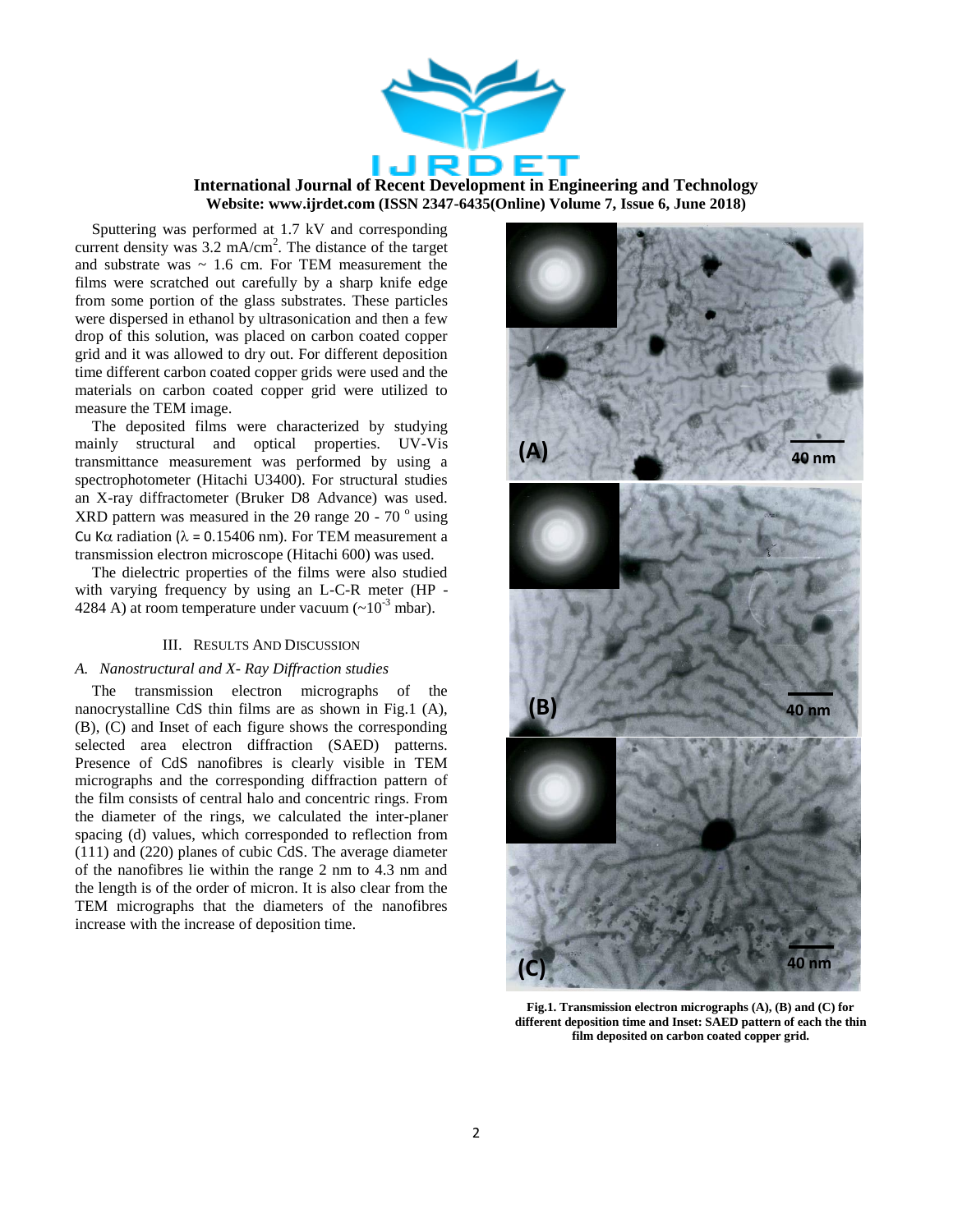Sputtering was performed at 1.7 kV and corresponding current density was 3.2 mA/cm$^2$. The distance of the target and substrate was ~ 1.6 cm. For TEM measurement the films were scratched out carefully by a sharp knife edge from some portion of the glass substrates. These particles were dispersed in ethanol by ultrasonication and then a few drop of this solution, was placed on carbon coated copper grid and it was allowed to dry out. For different deposition time different carbon coated copper grids were used and the materials on carbon coated copper grid were utilized to measure the TEM image.

The deposited films were characterized by studying mainly structural and optical properties. UV-Vis transmittance measurement was performed by using a spectrophotometer (Hitachi U3400). For structural studies an X-ray diffractometer (Bruker D8 Advance) was used. XRD pattern was measured in the 2θ range 20 - 70 $^{o}$ using Cu Kα radiation (λ = 0.15406 nm). For TEM measurement a transmission electron microscope (Hitachi 600) was used.

The dielectric properties of the films were also studied with varying frequency by using an L-C-R meter (HP - 4284 A) at room temperature under vacuum (~$10^{-3}$ mbar).

## III. Results And Discussion

### *A. Nanostructural and X- Ray Diffraction studies*

The transmission electron micrographs of the nanocrystalline CdS thin films are as shown in Fig.1 (A), (B), (C) and Inset of each figure shows the corresponding selected area electron diffraction (SAED) patterns. Presence of CdS nanofibres is clearly visible in TEM micrographs and the corresponding diffraction pattern of the film consists of central halo and concentric rings. From the diameter of the rings, we calculated the inter-planer spacing (d) values, which corresponded to reflection from (111) and (220) planes of cubic CdS. The average diameter of the nanofibres lie within the range 2 nm to 4.3 nm and the length is of the order of micron. It is also clear from the TEM micrographs that the diameters of the nanofibres increase with the increase of deposition time.

**Fig.1. Transmission electron micrographs (A), (B) and (C) for different deposition time and Inset: SAED pattern of each the thin film deposited on carbon coated copper grid.**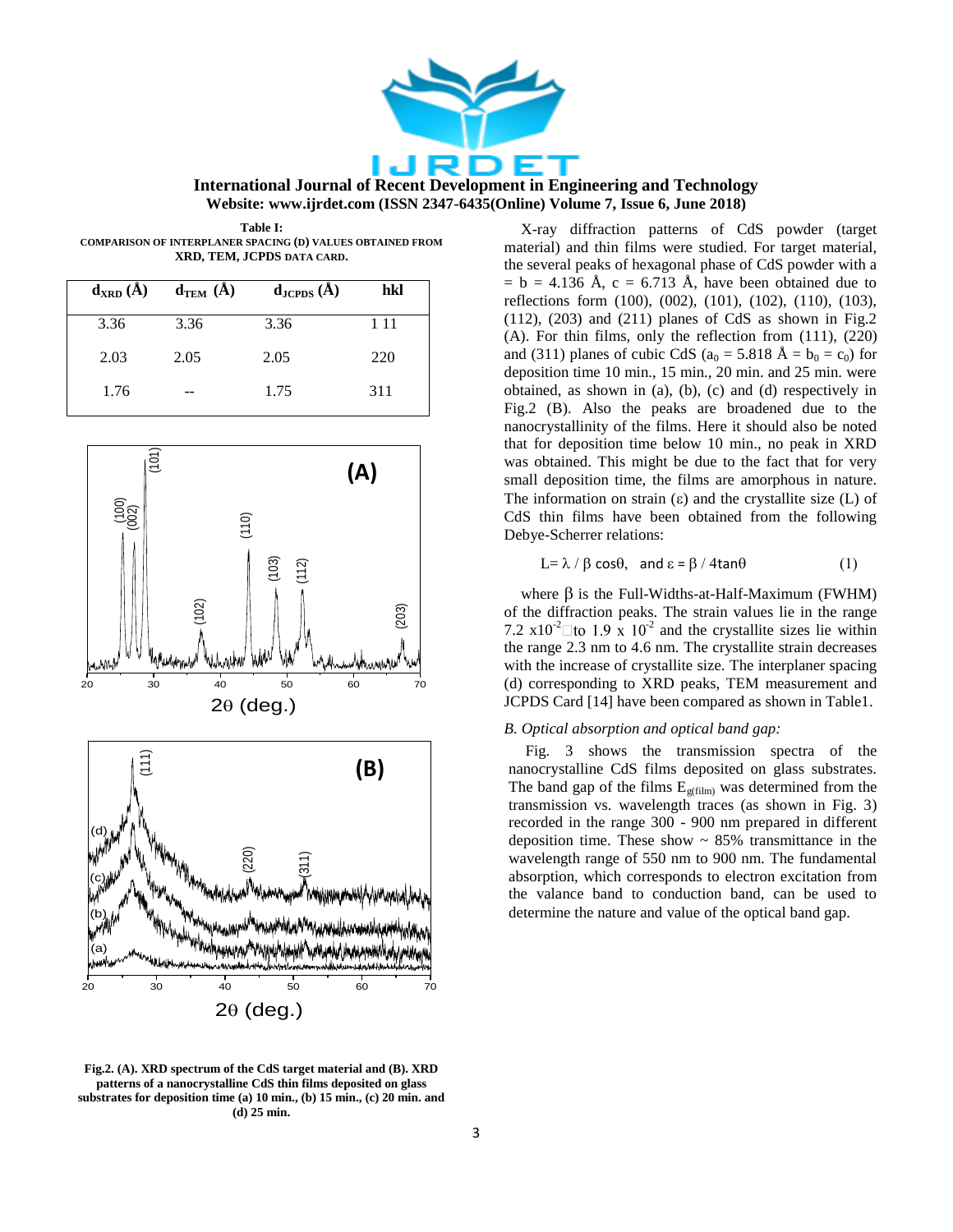**Table I:**
**COMPARISON OF INTERPLANER SPACING (D) VALUES OBTAINED FROM XRD, TEM, JCPDS DATA CARD.**

| $d_{XRD}$ (Å) | $d_{TEM}$ (Å) | $d_{JCPDS}$ (Å) | hkl |
|---|---|---|---|
| 3.36 | 3.36 | 3.36 | 1 11 |
| 2.03 | 2.05 | 2.05 | 220 |
| 1.76 | -- | 1.75 | 311 |

**Fig.2. (A). XRD spectrum of the CdS target material and (B). XRD patterns of a nanocrystalline CdS thin films deposited on glass substrates for deposition time (a) 10 min., (b) 15 min., (c) 20 min. and (d) 25 min.**

X-ray diffraction patterns of CdS powder (target material) and thin films were studied. For target material, the several peaks of hexagonal phase of CdS powder with a = b = 4.136 Å, c = 6.713 Å, have been obtained due to reflections form (100), (002), (101), (102), (110), (103), (112), (203) and (211) planes of CdS as shown in Fig.2 (A). For thin films, only the reflection from (111), (220) and (311) planes of cubic CdS ($a_0$ = 5.818 Å = $b_0$ = $c_0$) for deposition time 10 min., 15 min., 20 min. and 25 min. were obtained, as shown in (a), (b), (c) and (d) respectively in Fig.2 (B). Also the peaks are broadened due to the nanocrystallinity of the films. Here it should also be noted that for deposition time below 10 min., no peak in XRD was obtained. This might be due to the fact that for very small deposition time, the films are amorphous in nature. The information on strain ($\varepsilon$) and the crystallite size (L) of CdS thin films have been obtained from the following Debye-Scherrer relations:

$$L = \lambda / \beta \cos\theta, \quad \text{and } \varepsilon = \beta / 4\tan\theta \qquad (1)$$

where $\beta$ is the Full-Widths-at-Half-Maximum (FWHM) of the diffraction peaks. The strain values lie in the range 7.2 $\times 10^{-2}$ to 1.9 $\times 10^{-2}$ and the crystallite sizes lie within the range 2.3 nm to 4.6 nm. The crystallite strain decreases with the increase of crystallite size. The interplaner spacing (d) corresponding to XRD peaks, TEM measurement and JCPDS Card [14] have been compared as shown in Table1.

*B. Optical absorption and optical band gap:*

Fig. 3 shows the transmission spectra of the nanocrystalline CdS films deposited on glass substrates. The band gap of the films $E_{g(film)}$ was determined from the transmission vs. wavelength traces (as shown in Fig. 3) recorded in the range 300 - 900 nm prepared in different deposition time. These show ~ 85% transmittance in the wavelength range of 550 nm to 900 nm. The fundamental absorption, which corresponds to electron excitation from the valance band to conduction band, can be used to determine the nature and value of the optical band gap.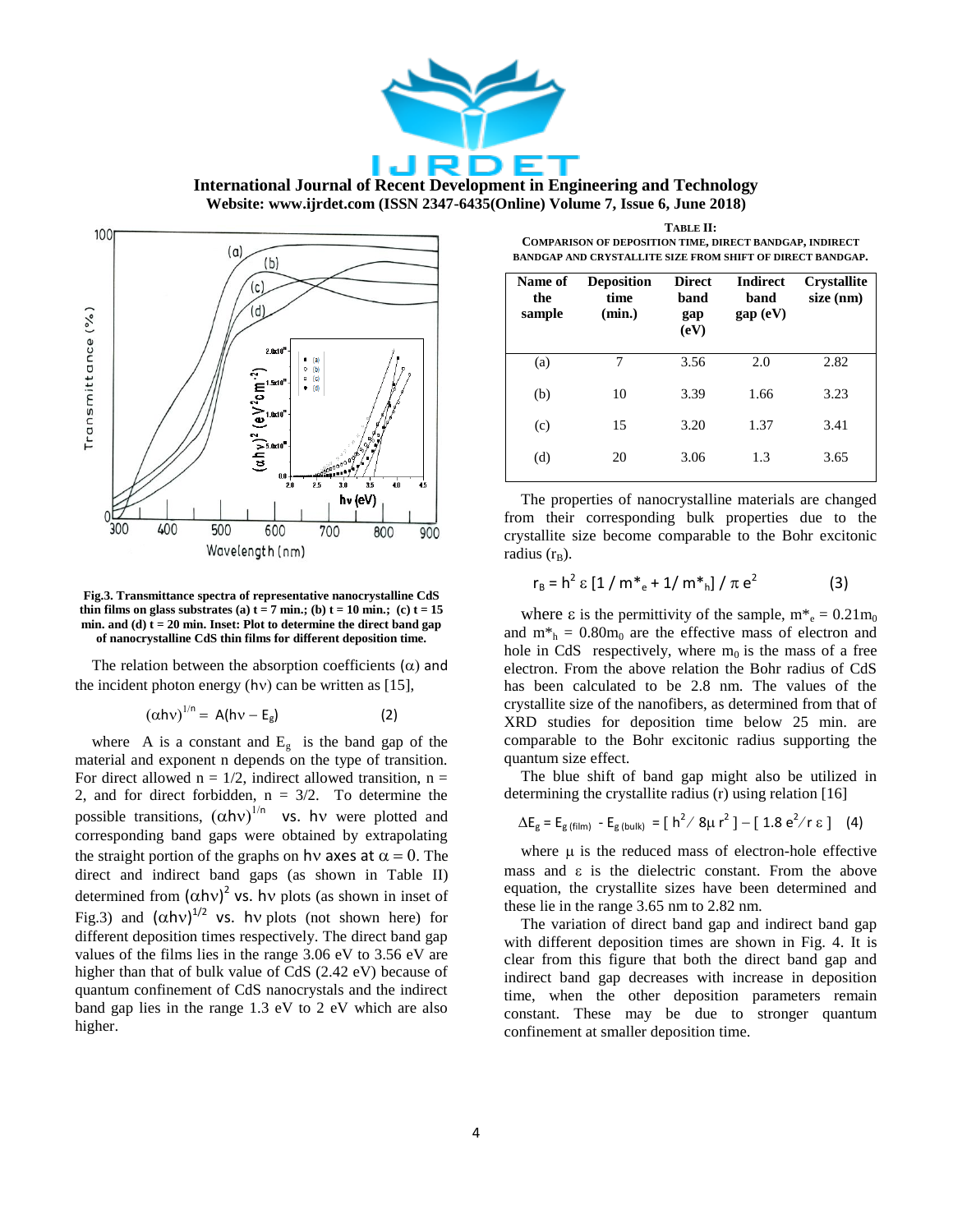Fig.3. Transmittance spectra of representative nanocrystalline CdS thin films on glass substrates (a) t = 7 min.; (b) t = 10 min.; (c) t = 15 min. and (d) t = 20 min. Inset: Plot to determine the direct band gap of nanocrystalline CdS thin films for different deposition time.

The relation between the absorption coefficients ($\alpha$) and the incident photon energy ($h\nu$) can be written as [15],

$$(\alpha h\nu)^{1/n} = A(h\nu - E_g) \qquad (2)$$

where A is a constant and $E_g$ is the band gap of the material and exponent n depends on the type of transition. For direct allowed n = 1/2, indirect allowed transition, n = 2, and for direct forbidden, n = 3/2. To determine the possible transitions, $(\alpha h\nu)^{1/n}$ vs. $h\nu$ were plotted and corresponding band gaps were obtained by extrapolating the straight portion of the graphs on $h\nu$ axes at $\alpha = 0$. The direct and indirect band gaps (as shown in Table II) determined from $(\alpha h\nu)^2$ vs. $h\nu$ plots (as shown in inset of Fig.3) and $(\alpha h\nu)^{1/2}$ vs. $h\nu$ plots (not shown here) for different deposition times respectively. The direct band gap values of the films lies in the range 3.06 eV to 3.56 eV are higher than that of bulk value of CdS (2.42 eV) because of quantum confinement of CdS nanocrystals and the indirect band gap lies in the range 1.3 eV to 2 eV which are also higher.

**TABLE II: COMPARISON OF DEPOSITION TIME, DIRECT BANDGAP, INDIRECT BANDGAP AND CRYSTALLITE SIZE FROM SHIFT OF DIRECT BANDGAP.**

| Name of the sample | Deposition time (min.) | Direct band gap (eV) | Indirect band gap (eV) | Crystallite size (nm) |
|---|---|---|---|---|
| (a) | 7 | 3.56 | 2.0 | 2.82 |
| (b) | 10 | 3.39 | 1.66 | 3.23 |
| (c) | 15 | 3.20 | 1.37 | 3.41 |
| (d) | 20 | 3.06 | 1.3 | 3.65 |

The properties of nanocrystalline materials are changed from their corresponding bulk properties due to the crystallite size become comparable to the Bohr excitonic radius ($r_B$).

$$r_B = h^2 \varepsilon \left[1 / m^*_e + 1/ m^*_h\right] / \pi e^2 \qquad (3)$$

where $\varepsilon$ is the permittivity of the sample, $m^*_e = 0.21m_0$ and $m^*_h = 0.80m_0$ are the effective mass of electron and hole in CdS respectively, where $m_0$ is the mass of a free electron. From the above relation the Bohr radius of CdS has been calculated to be 2.8 nm. The values of the crystallite size of the nanofibers, as determined from that of XRD studies for deposition time below 25 min. are comparable to the Bohr excitonic radius supporting the quantum size effect.

The blue shift of band gap might also be utilized in determining the crystallite radius (r) using relation [16]

$$\Delta E_g = E_{g\,(film)} - E_{g\,(bulk)} = \left[ h^2 / 8\mu r^2 \right] - \left[ 1.8\, e^2 / r\, \varepsilon \right] \qquad (4)$$

where $\mu$ is the reduced mass of electron-hole effective mass and $\varepsilon$ is the dielectric constant. From the above equation, the crystallite sizes have been determined and these lie in the range 3.65 nm to 2.82 nm.

The variation of direct band gap and indirect band gap with different deposition times are shown in Fig. 4. It is clear from this figure that both the direct band gap and indirect band gap decreases with increase in deposition time, when the other deposition parameters remain constant. These may be due to stronger quantum confinement at smaller deposition time.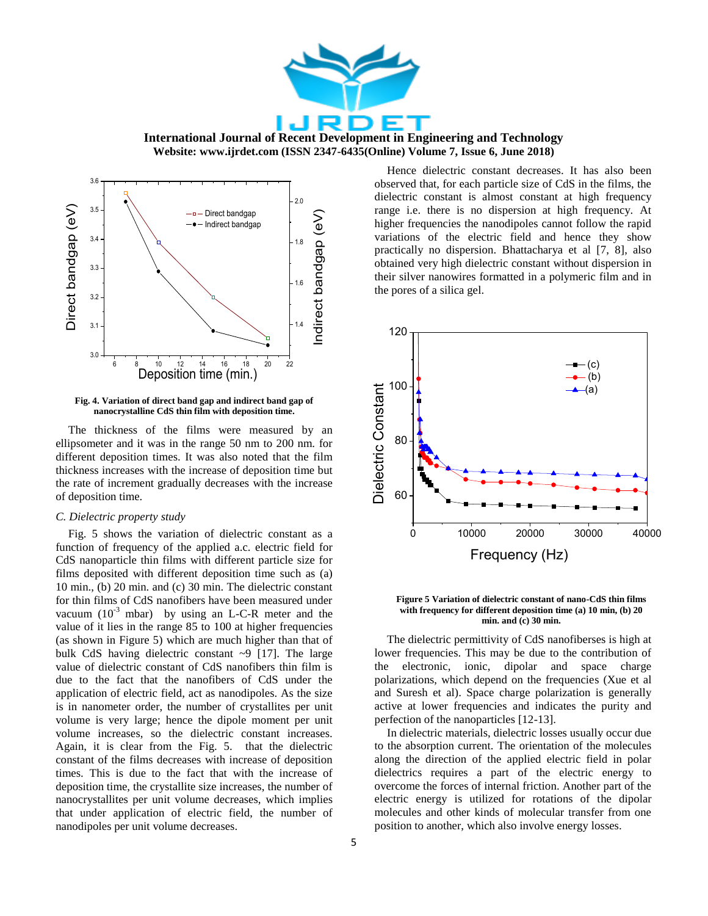**Fig. 4. Variation of direct band gap and indirect band gap of nanocrystalline CdS thin film with deposition time.**

The thickness of the films were measured by an ellipsometer and it was in the range 50 nm to 200 nm. for different deposition times. It was also noted that the film thickness increases with the increase of deposition time but the rate of increment gradually decreases with the increase of deposition time.

### *C. Dielectric property study*

Fig. 5 shows the variation of dielectric constant as a function of frequency of the applied a.c. electric field for CdS nanoparticle thin films with different particle size for films deposited with different deposition time such as (a) 10 min., (b) 20 min. and (c) 30 min. The dielectric constant for thin films of CdS nanofibers have been measured under vacuum ($10^{-3}$ mbar) by using an L-C-R meter and the value of it lies in the range 85 to 100 at higher frequencies (as shown in Figure 5) which are much higher than that of bulk CdS having dielectric constant ~9 [17]. The large value of dielectric constant of CdS nanofibers thin film is due to the fact that the nanofibers of CdS under the application of electric field, act as nanodipoles. As the size is in nanometer order, the number of crystallites per unit volume is very large; hence the dipole moment per unit volume increases, so the dielectric constant increases. Again, it is clear from the Fig. 5. that the dielectric constant of the films decreases with increase of deposition times. This is due to the fact that with the increase of deposition time, the crystallite size increases, the number of nanocrystallites per unit volume decreases, which implies that under application of electric field, the number of nanodipoles per unit volume decreases. Hence dielectric constant decreases. It has also been observed that, for each particle size of CdS in the films, the dielectric constant is almost constant at high frequency range i.e. there is no dispersion at high frequency. At higher frequencies the nanodipoles cannot follow the rapid variations of the electric field and hence they show practically no dispersion. Bhattacharya et al [7, 8], also obtained very high dielectric constant without dispersion in their silver nanowires formatted in a polymeric film and in the pores of a silica gel.

**Figure 5 Variation of dielectric constant of nano-CdS thin films with frequency for different deposition time (a) 10 min, (b) 20 min. and (c) 30 min.**

The dielectric permittivity of CdS nanofiberses is high at lower frequencies. This may be due to the contribution of the electronic, ionic, dipolar and space charge polarizations, which depend on the frequencies (Xue et al and Suresh et al). Space charge polarization is generally active at lower frequencies and indicates the purity and perfection of the nanoparticles [12-13].

In dielectric materials, dielectric losses usually occur due to the absorption current. The orientation of the molecules along the direction of the applied electric field in polar dielectrics requires a part of the electric energy to overcome the forces of internal friction. Another part of the electric energy is utilized for rotations of the dipolar molecules and other kinds of molecular transfer from one position to another, which also involve energy losses.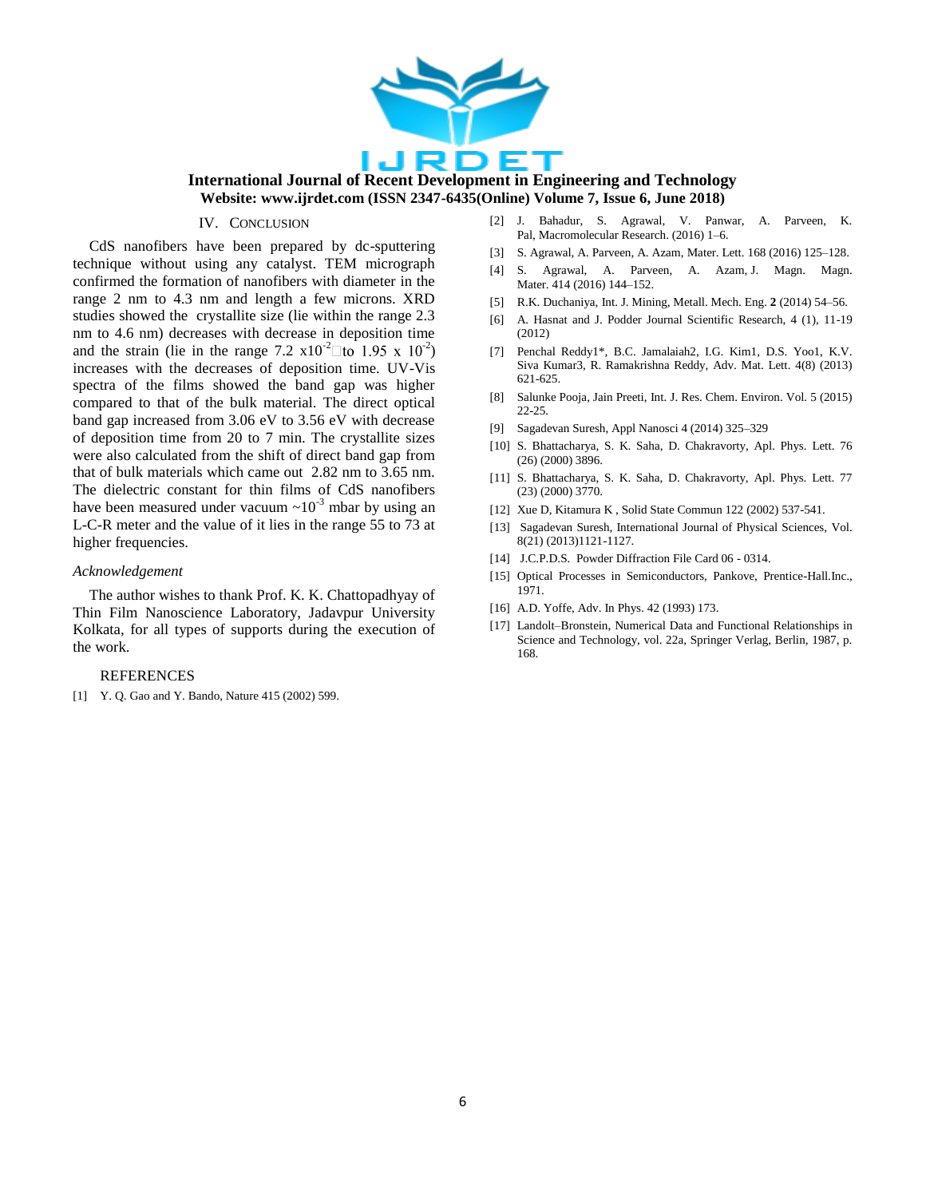## IV. CONCLUSION

CdS nanofibers have been prepared by dc-sputtering technique without using any catalyst. TEM micrograph confirmed the formation of nanofibers with diameter in the range 2 nm to 4.3 nm and length a few microns. XRD studies showed the crystallite size (lie within the range 2.3 nm to 4.6 nm) decreases with decrease in deposition time and the strain (lie in the range $7.2 \times 10^{-2}$ to $1.95 \times 10^{-2}$) increases with the decreases of deposition time. UV-Vis spectra of the films showed the band gap was higher compared to that of the bulk material. The direct optical band gap increased from 3.06 eV to 3.56 eV with decrease of deposition time from 20 to 7 min. The crystallite sizes were also calculated from the shift of direct band gap from that of bulk materials which came out 2.82 nm to 3.65 nm. The dielectric constant for thin films of CdS nanofibers have been measured under vacuum $\sim 10^{-3}$ mbar by using an L-C-R meter and the value of it lies in the range 55 to 73 at higher frequencies.

### *Acknowledgement*

The author wishes to thank Prof. K. K. Chattopadhyay of Thin Film Nanoscience Laboratory, Jadavpur University Kolkata, for all types of supports during the execution of the work.

## REFERENCES

[1] Y. Q. Gao and Y. Bando, Nature 415 (2002) 599.

[2] J. Bahadur, S. Agrawal, V. Panwar, A. Parveen, K. Pal, Macromolecular Research. (2016) 1–6.

[3] S. Agrawal, A. Parveen, A. Azam, Mater. Lett. 168 (2016) 125–128.

[4] S. Agrawal, A. Parveen, A. Azam, J. Magn. Magn. Mater. 414 (2016) 144–152.

[5] R.K. Duchaniya, Int. J. Mining, Metall. Mech. Eng. **2** (2014) 54–56.

[6] A. Hasnat and J. Podder Journal Scientific Research, 4 (1), 11-19 (2012)

[7] Penchal Reddy1*, B.C. Jamalaiah2, I.G. Kim1, D.S. Yoo1, K.V. Siva Kumar3, R. Ramakrishna Reddy, Adv. Mat. Lett. 4(8) (2013) 621-625.

[8] Salunke Pooja, Jain Preeti, Int. J. Res. Chem. Environ. Vol. 5 (2015) 22-25.

[9] Sagadevan Suresh, Appl Nanosci 4 (2014) 325–329

[10] S. Bhattacharya, S. K. Saha, D. Chakravorty, Apl. Phys. Lett. 76 (26) (2000) 3896.

[11] S. Bhattacharya, S. K. Saha, D. Chakravorty, Apl. Phys. Lett. 77 (23) (2000) 3770.

[12] Xue D, Kitamura K , Solid State Commun 122 (2002) 537-541.

[13] Sagadevan Suresh, International Journal of Physical Sciences, Vol. 8(21) (2013)1121-1127.

[14] J.C.P.D.S. Powder Diffraction File Card 06 - 0314.

[15] Optical Processes in Semiconductors, Pankove, Prentice-Hall.Inc., 1971.

[16] A.D. Yoffe, Adv. In Phys. 42 (1993) 173.

[17] Landolt–Bronstein, Numerical Data and Functional Relationships in Science and Technology, vol. 22a, Springer Verlag, Berlin, 1987, p. 168.